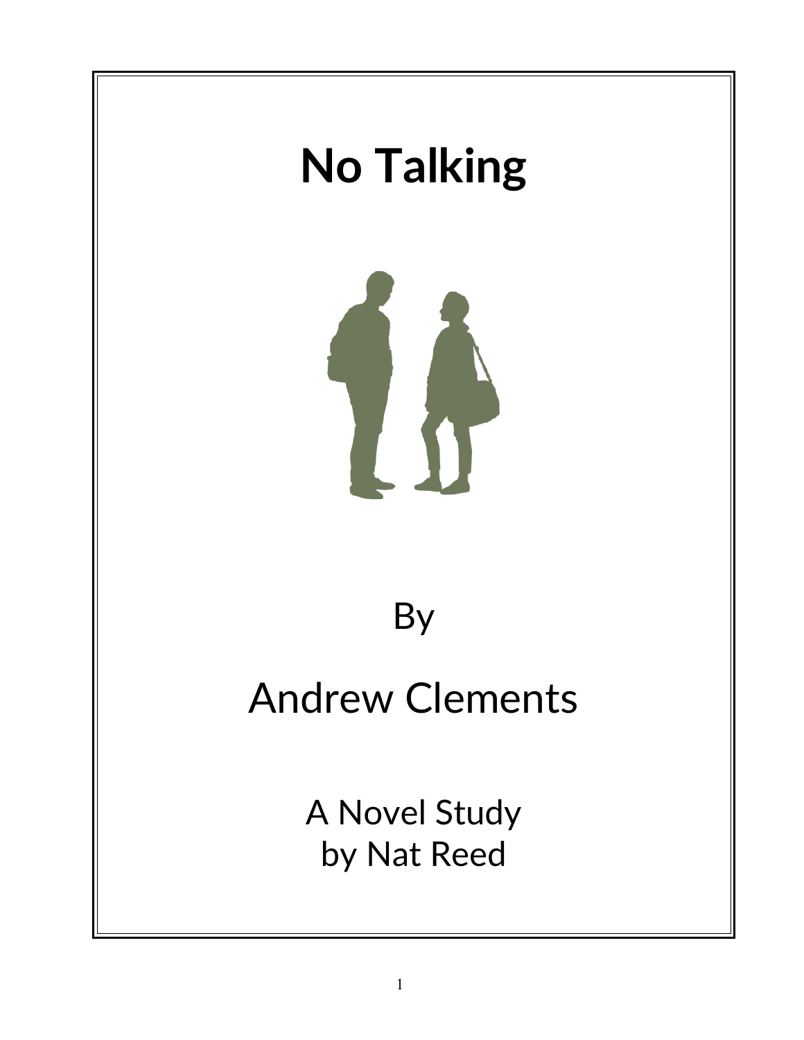# No Talking

By

Andrew Clements

A Novel Study
by Nat Reed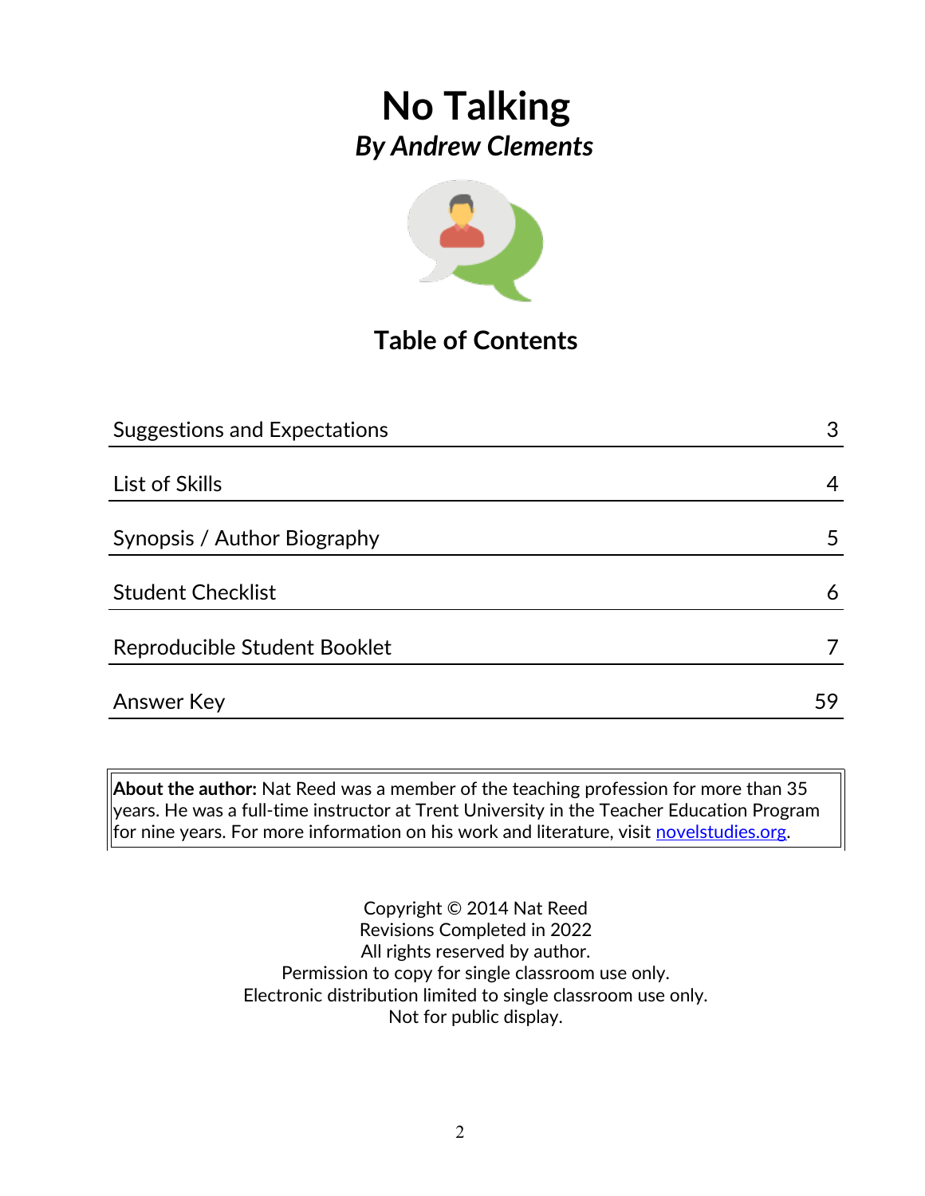# No Talking

## *By Andrew Clements*

## Table of Contents

| | |
|---|---|
| Suggestions and Expectations | 3 |
| List of Skills | 4 |
| Synopsis / Author Biography | 5 |
| Student Checklist | 6 |
| Reproducible Student Booklet | 7 |
| Answer Key | 59 |

**About the author:** Nat Reed was a member of the teaching profession for more than 35 years. He was a full-time instructor at Trent University in the Teacher Education Program for nine years. For more information on his work and literature, visit novelstudies.org.

Copyright © 2014 Nat Reed
Revisions Completed in 2022
All rights reserved by author.
Permission to copy for single classroom use only.
Electronic distribution limited to single classroom use only.
Not for public display.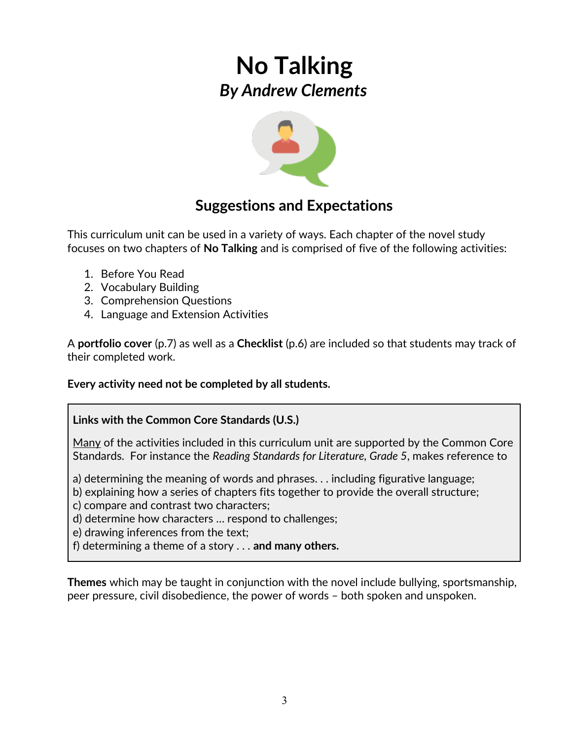# No Talking
## *By Andrew Clements*

## Suggestions and Expectations

This curriculum unit can be used in a variety of ways. Each chapter of the novel study focuses on two chapters of **No Talking** and is comprised of five of the following activities:

1. Before You Read
2. Vocabulary Building
3. Comprehension Questions
4. Language and Extension Activities

A **portfolio cover** (p.7) as well as a **Checklist** (p.6) are included so that students may track of their completed work.

**Every activity need not be completed by all students.**

**Links with the Common Core Standards (U.S.)**

Many of the activities included in this curriculum unit are supported by the Common Core Standards. For instance the *Reading Standards for Literature, Grade 5*, makes reference to

a) determining the meaning of words and phrases. . . including figurative language;
b) explaining how a series of chapters fits together to provide the overall structure;
c) compare and contrast two characters;
d) determine how characters … respond to challenges;
e) drawing inferences from the text;
f) determining a theme of a story . . . **and many others.**

**Themes** which may be taught in conjunction with the novel include bullying, sportsmanship, peer pressure, civil disobedience, the power of words – both spoken and unspoken.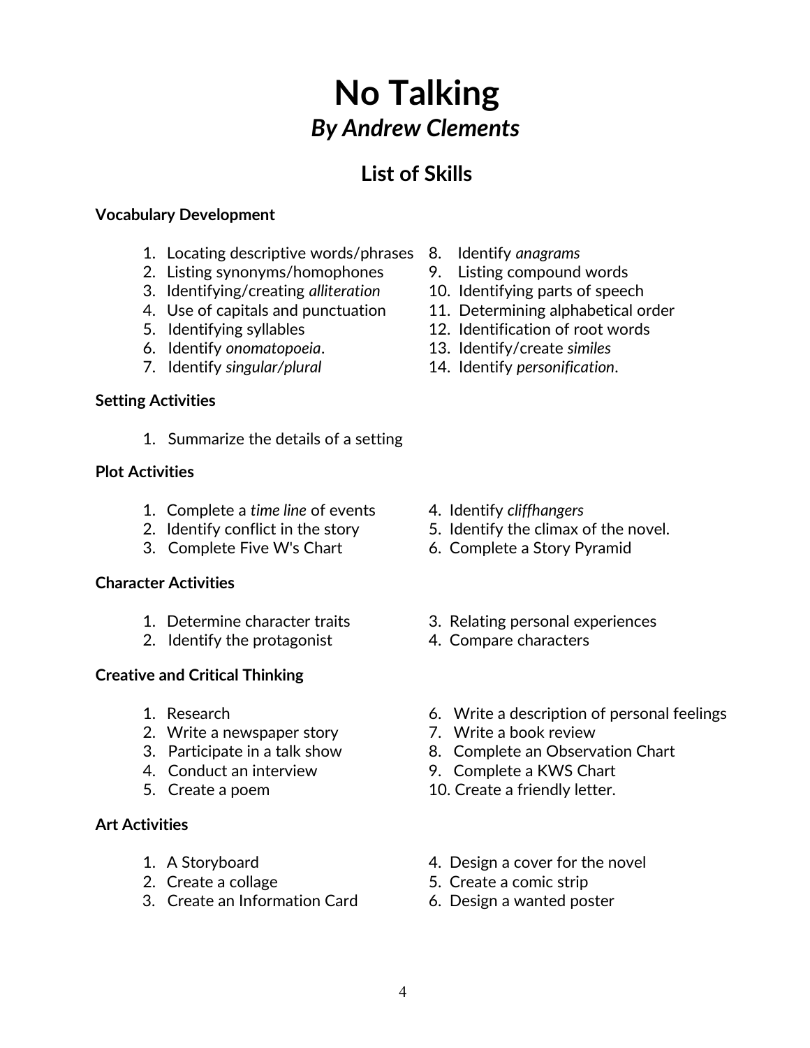# No Talking

## *By Andrew Clements*

## List of Skills

**Vocabulary Development**

1. Locating descriptive words/phrases
2. Listing synonyms/homophones
3. Identifying/creating *alliteration*
4. Use of capitals and punctuation
5. Identifying syllables
6. Identify *onomatopoeia*.
7. Identify *singular/plural*
8. Identify *anagrams*
9. Listing compound words
10. Identifying parts of speech
11. Determining alphabetical order
12. Identification of root words
13. Identify/create *similes*
14. Identify *personification*.

**Setting Activities**

1. Summarize the details of a setting

**Plot Activities**

1. Complete a *time line* of events
2. Identify conflict in the story
3. Complete Five W's Chart
4. Identify *cliffhangers*
5. Identify the climax of the novel.
6. Complete a Story Pyramid

**Character Activities**

1. Determine character traits
2. Identify the protagonist
3. Relating personal experiences
4. Compare characters

**Creative and Critical Thinking**

1. Research
2. Write a newspaper story
3. Participate in a talk show
4. Conduct an interview
5. Create a poem
6. Write a description of personal feelings
7. Write a book review
8. Complete an Observation Chart
9. Complete a KWS Chart
10. Create a friendly letter.

**Art Activities**

1. A Storyboard
2. Create a collage
3. Create an Information Card
4. Design a cover for the novel
5. Create a comic strip
6. Design a wanted poster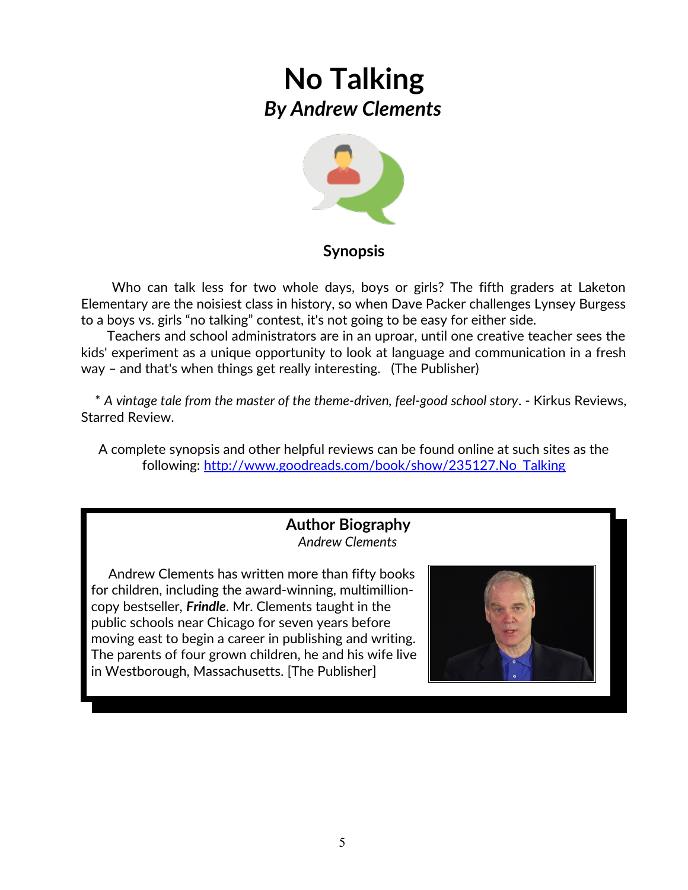# No Talking

## *By Andrew Clements*

### Synopsis

Who can talk less for two whole days, boys or girls? The fifth graders at Laketon Elementary are the noisiest class in history, so when Dave Packer challenges Lynsey Burgess to a boys vs. girls "no talking" contest, it's not going to be easy for either side.

Teachers and school administrators are in an uproar, until one creative teacher sees the kids' experiment as a unique opportunity to look at language and communication in a fresh way – and that's when things get really interesting. (The Publisher)

* *A vintage tale from the master of the theme-driven, feel-good school story*. - Kirkus Reviews, Starred Review.

A complete synopsis and other helpful reviews can be found online at such sites as the following: [http://www.goodreads.com/book/show/235127.No_Talking](http://www.goodreads.com/book/show/235127.No_Talking)

### Author Biography

*Andrew Clements*

Andrew Clements has written more than fifty books for children, including the award-winning, multimillion-copy bestseller, ***Frindle***. Mr. Clements taught in the public schools near Chicago for seven years before moving east to begin a career in publishing and writing. The parents of four grown children, he and his wife live in Westborough, Massachusetts. [The Publisher]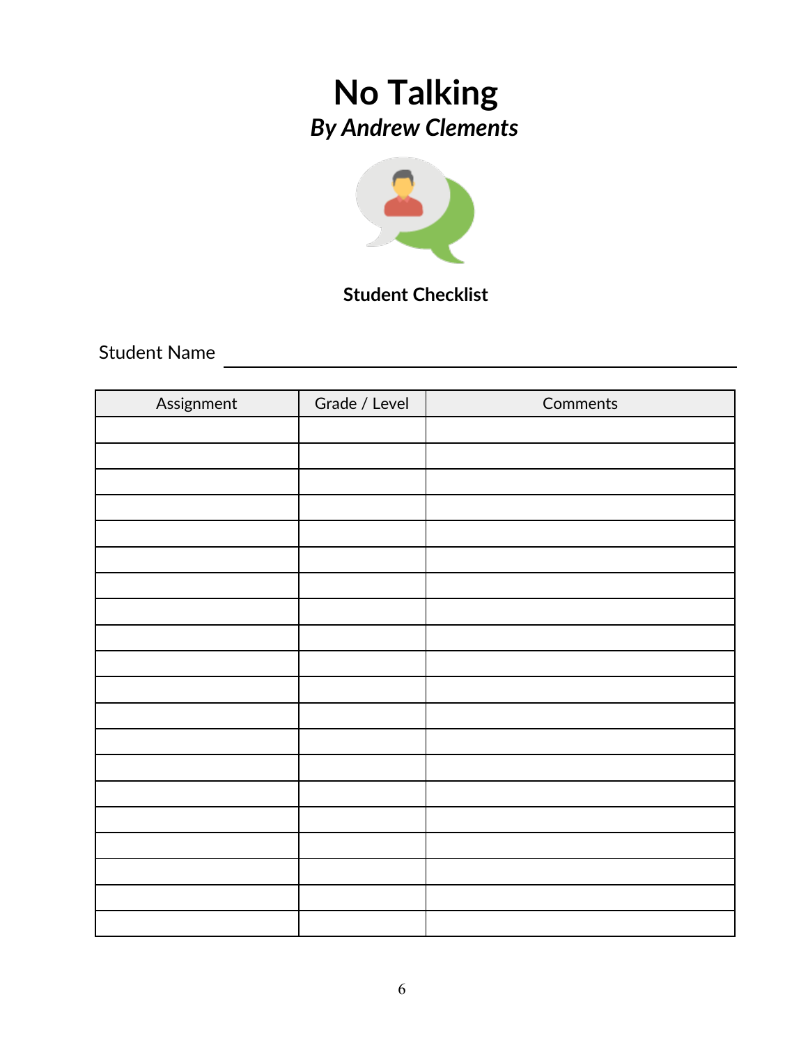# No Talking

## *By Andrew Clements*

**Student Checklist**

Student Name ______________________________

| Assignment | Grade / Level | Comments |
|---|---|---|
| | | |
| | | |
| | | |
| | | |
| | | |
| | | |
| | | |
| | | |
| | | |
| | | |
| | | |
| | | |
| | | |
| | | |
| | | |
| | | |
| | | |
| | | |
| | | |
| | | |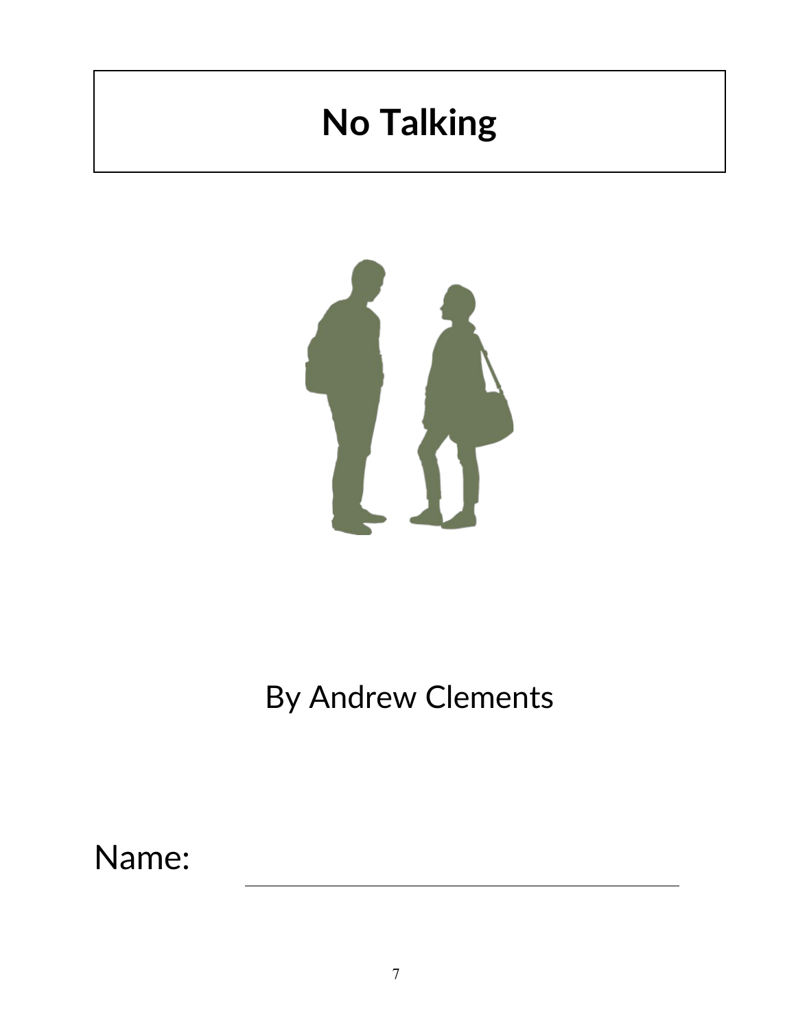# No Talking

By Andrew Clements

Name: ____________________________________________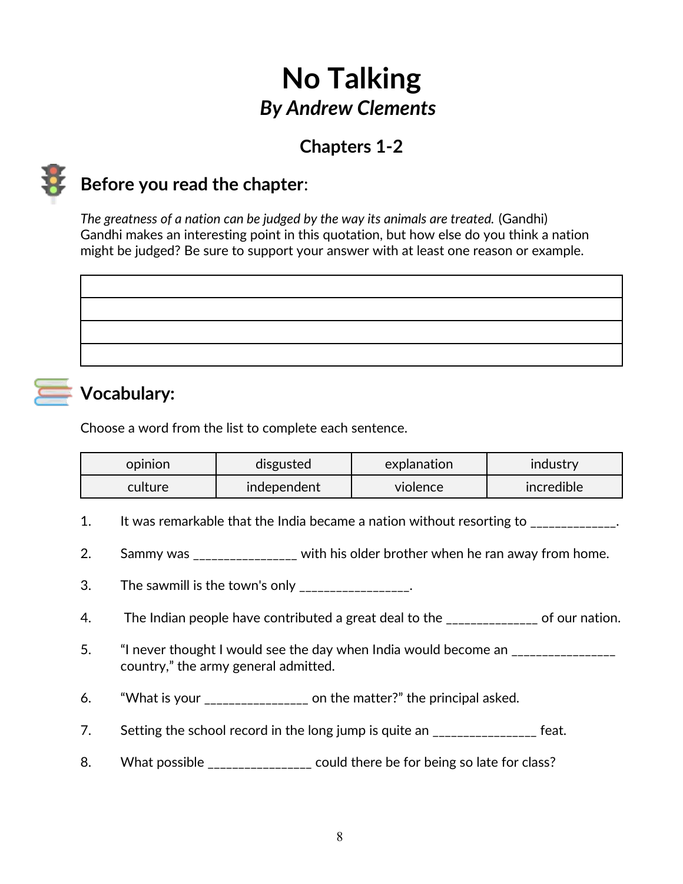# No Talking

## *By Andrew Clements*

### Chapters 1-2

## Before you read the chapter:

*The greatness of a nation can be judged by the way its animals are treated.* (Gandhi) Gandhi makes an interesting point in this quotation, but how else do you think a nation might be judged? Be sure to support your answer with at least one reason or example.

| |
|---|
| |
| |
| |
| |

## Vocabulary:

Choose a word from the list to complete each sentence.

| opinion | disgusted | explanation | industry |
|---|---|---|---|
| culture | independent | violence | incredible |

1. It was remarkable that the India became a nation without resorting to _____________.
2. Sammy was _______________ with his older brother when he ran away from home.
3. The sawmill is the town's only ________________.
4. The Indian people have contributed a great deal to the ______________ of our nation.
5. "I never thought I would see the day when India would become an _______________ country," the army general admitted.
6. "What is your _______________ on the matter?" the principal asked.
7. Setting the school record in the long jump is quite an _______________ feat.
8. What possible _______________ could there be for being so late for class?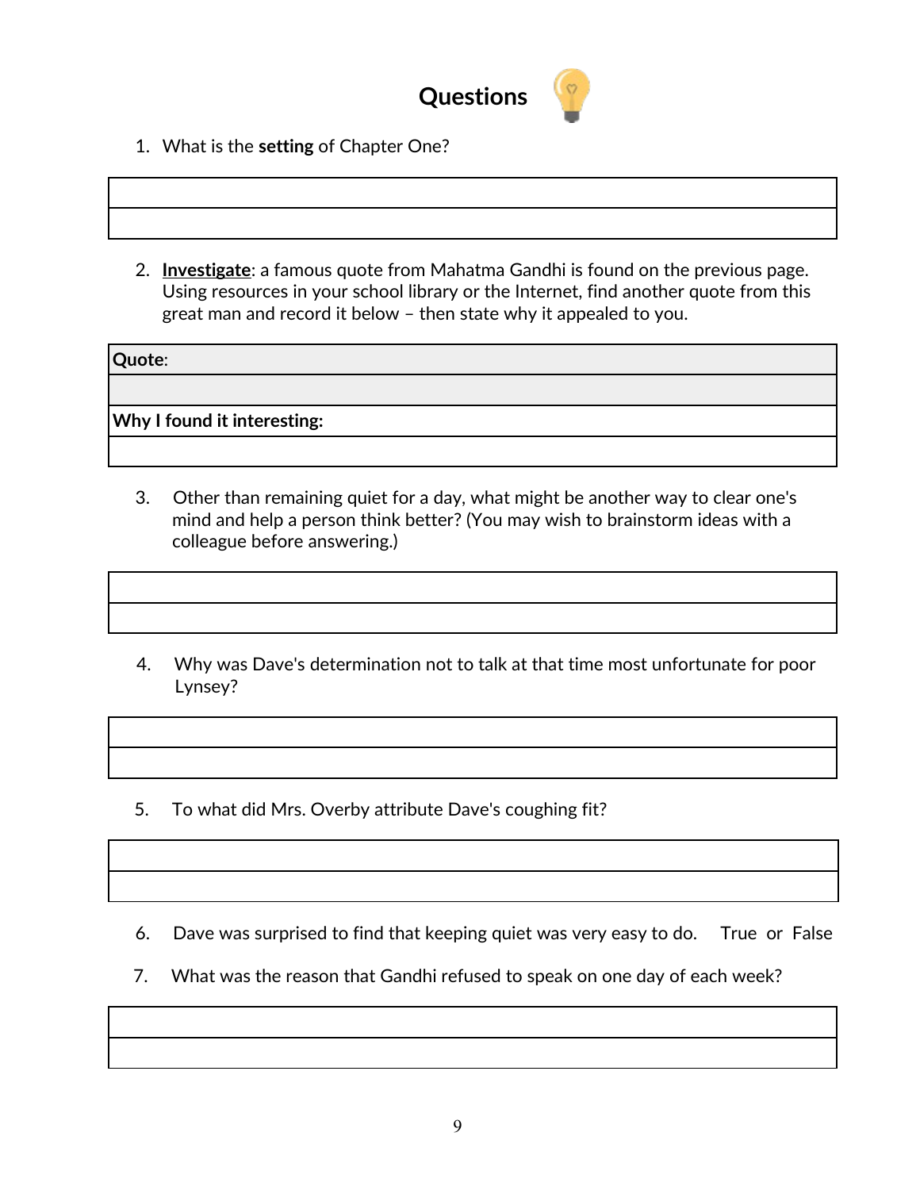## Questions

1. What is the **setting** of Chapter One?

| |
|---|
| |

2. **Investigate**: a famous quote from Mahatma Gandhi is found on the previous page. Using resources in your school library or the Internet, find another quote from this great man and record it below – then state why it appealed to you.

| **Quote**: |
|---|
| |
| **Why I found it interesting:** |
| |

3. Other than remaining quiet for a day, what might be another way to clear one's mind and help a person think better? (You may wish to brainstorm ideas with a colleague before answering.)

| |
|---|
| |

4. Why was Dave's determination not to talk at that time most unfortunate for poor Lynsey?

| |
|---|
| |

5. To what did Mrs. Overby attribute Dave's coughing fit?

| |
|---|
| |

6. Dave was surprised to find that keeping quiet was very easy to do. True or False

7. What was the reason that Gandhi refused to speak on one day of each week?

| |
|---|
| |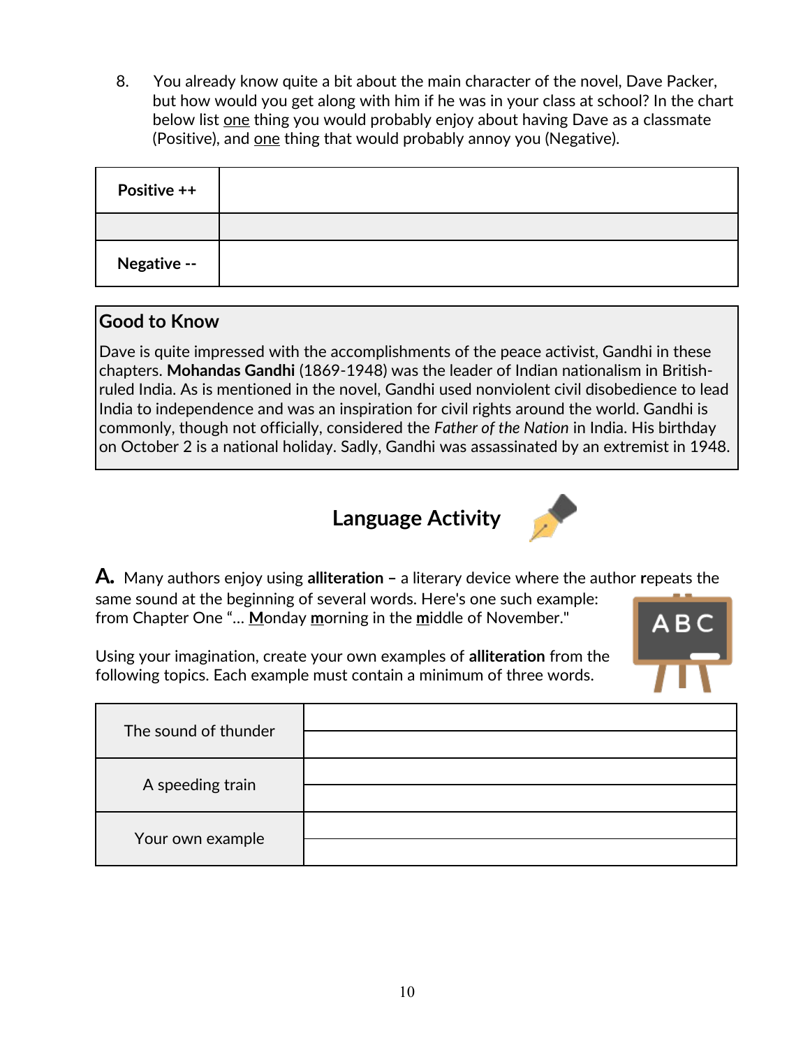8. You already know quite a bit about the main character of the novel, Dave Packer, but how would you get along with him if he was in your class at school? In the chart below list one thing you would probably enjoy about having Dave as a classmate (Positive), and one thing that would probably annoy you (Negative).

| **Positive ++** | |
|---|---|
| | |
| **Negative --** | |

**Good to Know**

Dave is quite impressed with the accomplishments of the peace activist, Gandhi in these chapters. **Mohandas Gandhi** (1869-1948) was the leader of Indian nationalism in British-ruled India. As is mentioned in the novel, Gandhi used nonviolent civil disobedience to lead India to independence and was an inspiration for civil rights around the world. Gandhi is commonly, though not officially, considered the *Father of the Nation* in India. His birthday on October 2 is a national holiday. Sadly, Gandhi was assassinated by an extremist in 1948.

## Language Activity

**A.** Many authors enjoy using **alliteration –** a literary device where the author **r**epeats the same sound at the beginning of several words. Here's one such example: from Chapter One "… **M**onday **m**orning in the **m**iddle of November."

Using your imagination, create your own examples of **alliteration** from the following topics. Each example must contain a minimum of three words.

| | |
|---|---|
| The sound of thunder | |
| | |
| A speeding train | |
| | |
| Your own example | |
| | |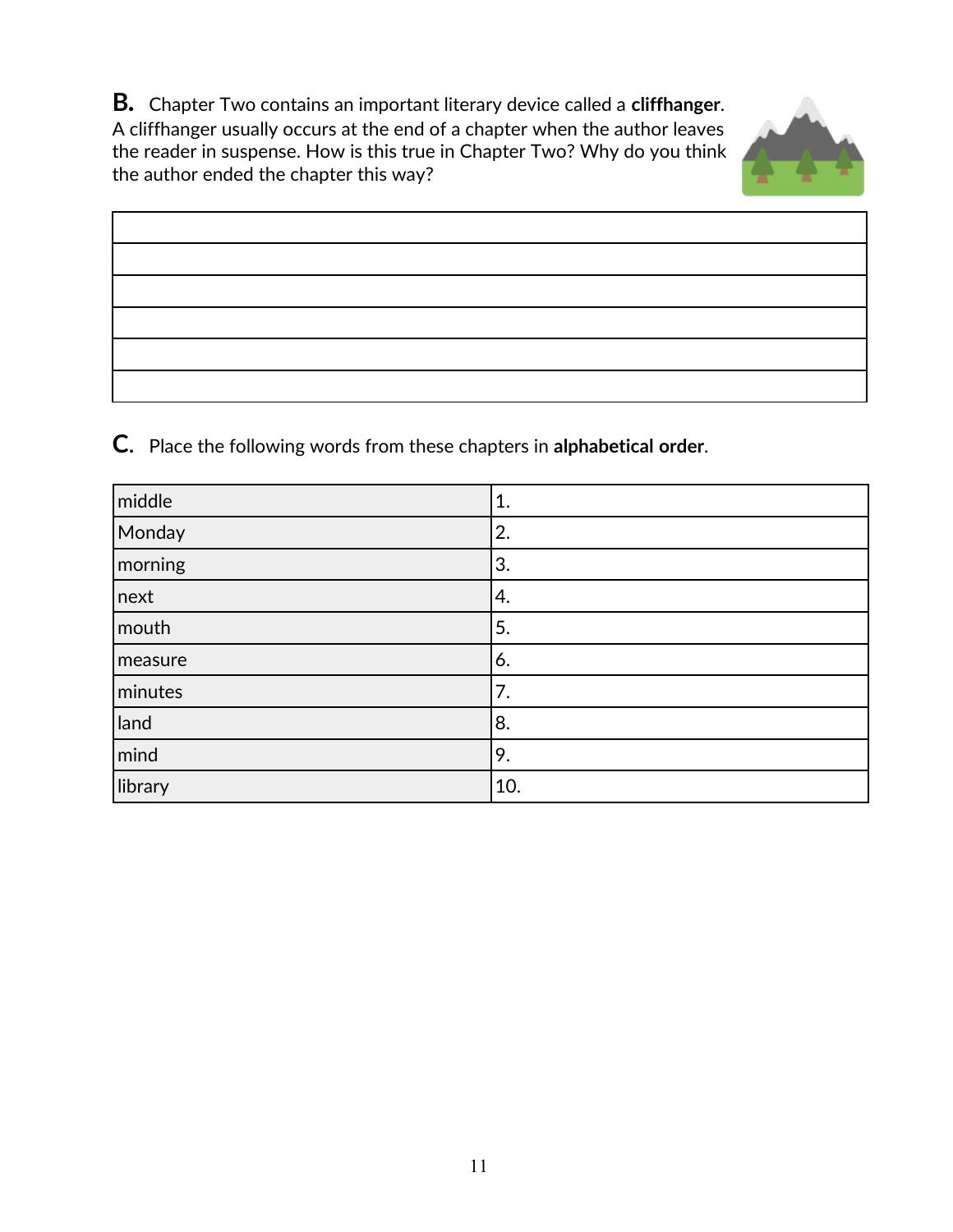**B.** Chapter Two contains an important literary device called a **cliffhanger**. A cliffhanger usually occurs at the end of a chapter when the author leaves the reader in suspense. How is this true in Chapter Two? Why do you think the author ended the chapter this way?

| |
|---|
| |
| |
| |
| |
| |
| |

**C.** Place the following words from these chapters in **alphabetical order**.

| | |
|---|---|
| middle | 1. |
| Monday | 2. |
| morning | 3. |
| next | 4. |
| mouth | 5. |
| measure | 6. |
| minutes | 7. |
| land | 8. |
| mind | 9. |
| library | 10. |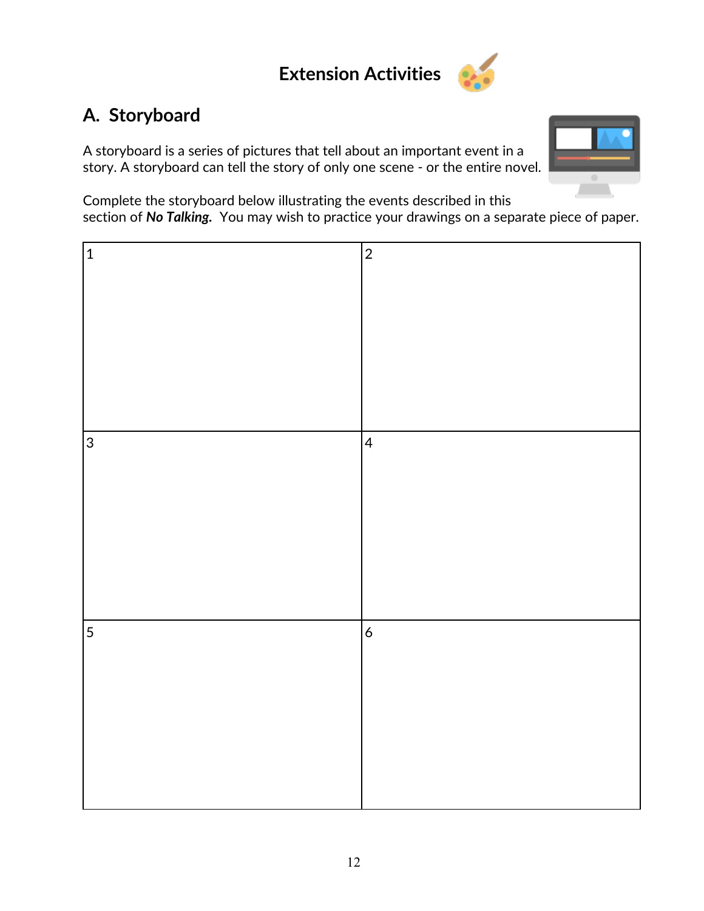# Extension Activities

## A. Storyboard

A storyboard is a series of pictures that tell about an important event in a story. A storyboard can tell the story of only one scene - or the entire novel.

Complete the storyboard below illustrating the events described in this section of ***No Talking.*** You may wish to practice your drawings on a separate piece of paper.

| 1 | 2 |
|---|---|
| 3 | 4 |
| 5 | 6 |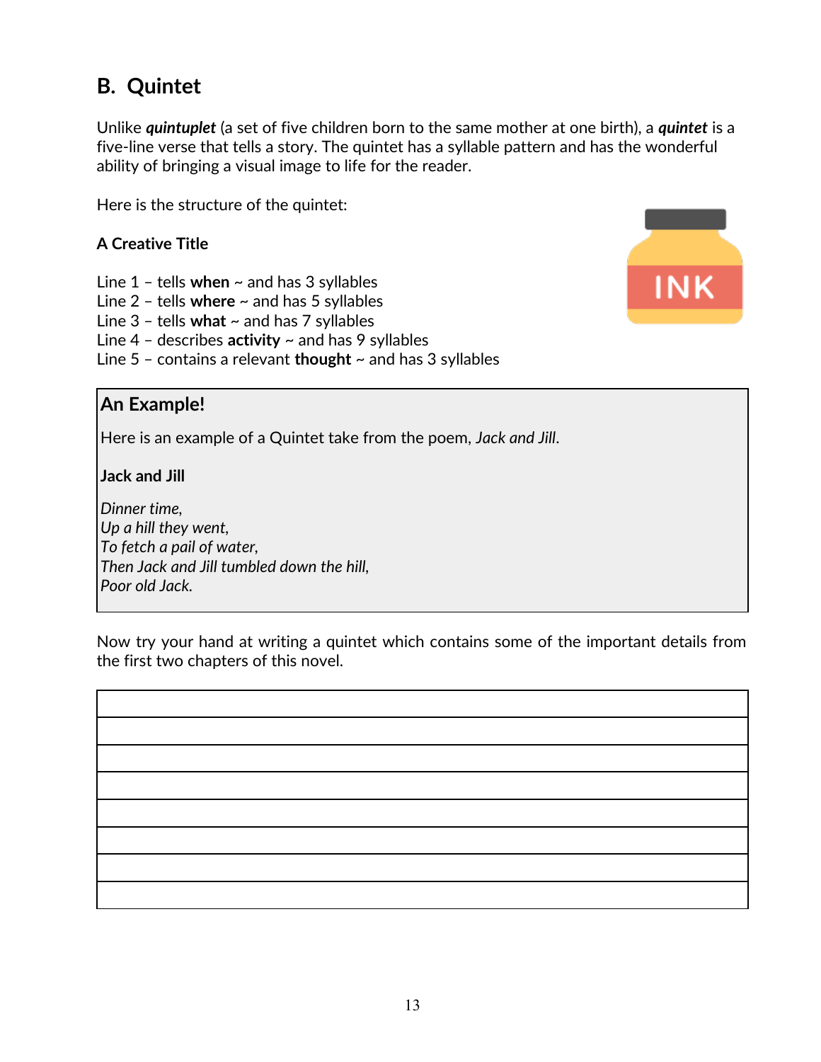## B. Quintet

Unlike ***quintuplet*** (a set of five children born to the same mother at one birth), a ***quintet*** is a five-line verse that tells a story. The quintet has a syllable pattern and has the wonderful ability of bringing a visual image to life for the reader.

Here is the structure of the quintet:

**A Creative Title**

Line 1 – tells **when** ~ and has 3 syllables
Line 2 – tells **where** ~ and has 5 syllables
Line 3 – tells **what** ~ and has 7 syllables
Line 4 – describes **activity** ~ and has 9 syllables
Line 5 – contains a relevant **thought** ~ and has 3 syllables

### An Example!

Here is an example of a Quintet take from the poem, *Jack and Jill*.

**Jack and Jill**

*Dinner time,*
*Up a hill they went,*
*To fetch a pail of water,*
*Then Jack and Jill tumbled down the hill,*
*Poor old Jack.*

Now try your hand at writing a quintet which contains some of the important details from the first two chapters of this novel.

| |
|---|
| |
| |
| |
| |
| |
| |
| |